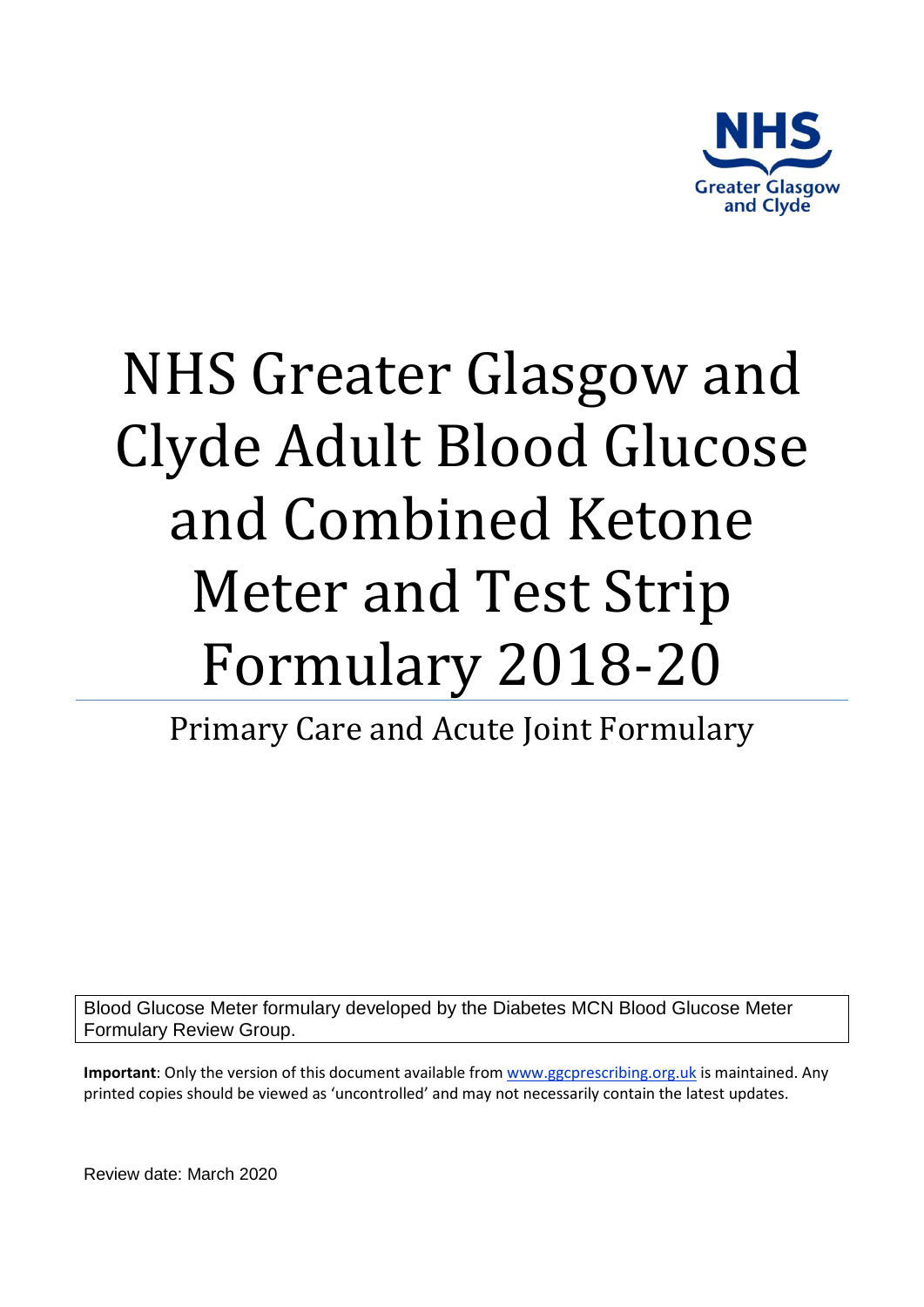NHS Greater Glasgow and Clyde

# NHS Greater Glasgow and Clyde Adult Blood Glucose and Combined Ketone Meter and Test Strip Formulary 2018-20

## Primary Care and Acute Joint Formulary

Blood Glucose Meter formulary developed by the Diabetes MCN Blood Glucose Meter Formulary Review Group.

**Important**: Only the version of this document available from www.ggcprescribing.org.uk is maintained. Any printed copies should be viewed as 'uncontrolled' and may not necessarily contain the latest updates.

Review date: March 2020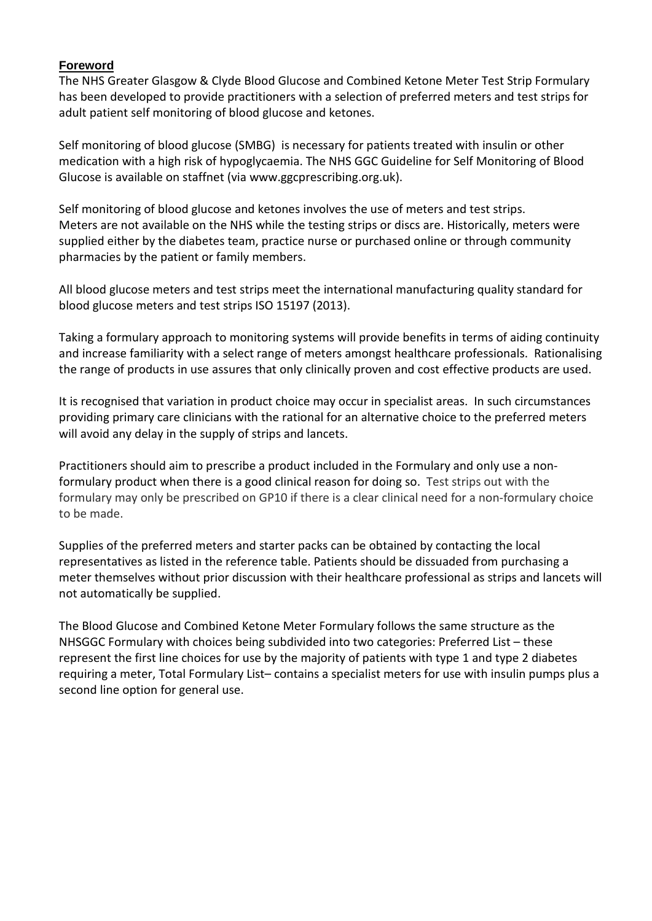## Foreword

The NHS Greater Glasgow & Clyde Blood Glucose and Combined Ketone Meter Test Strip Formulary has been developed to provide practitioners with a selection of preferred meters and test strips for adult patient self monitoring of blood glucose and ketones.

Self monitoring of blood glucose (SMBG) is necessary for patients treated with insulin or other medication with a high risk of hypoglycaemia. The NHS GGC Guideline for Self Monitoring of Blood Glucose is available on staffnet (via www.ggcprescribing.org.uk).

Self monitoring of blood glucose and ketones involves the use of meters and test strips. Meters are not available on the NHS while the testing strips or discs are. Historically, meters were supplied either by the diabetes team, practice nurse or purchased online or through community pharmacies by the patient or family members.

All blood glucose meters and test strips meet the international manufacturing quality standard for blood glucose meters and test strips ISO 15197 (2013).

Taking a formulary approach to monitoring systems will provide benefits in terms of aiding continuity and increase familiarity with a select range of meters amongst healthcare professionals. Rationalising the range of products in use assures that only clinically proven and cost effective products are used.

It is recognised that variation in product choice may occur in specialist areas. In such circumstances providing primary care clinicians with the rational for an alternative choice to the preferred meters will avoid any delay in the supply of strips and lancets.

Practitioners should aim to prescribe a product included in the Formulary and only use a non-formulary product when there is a good clinical reason for doing so. Test strips out with the formulary may only be prescribed on GP10 if there is a clear clinical need for a non-formulary choice to be made.

Supplies of the preferred meters and starter packs can be obtained by contacting the local representatives as listed in the reference table. Patients should be dissuaded from purchasing a meter themselves without prior discussion with their healthcare professional as strips and lancets will not automatically be supplied.

The Blood Glucose and Combined Ketone Meter Formulary follows the same structure as the NHSGGC Formulary with choices being subdivided into two categories: Preferred List – these represent the first line choices for use by the majority of patients with type 1 and type 2 diabetes requiring a meter, Total Formulary List– contains a specialist meters for use with insulin pumps plus a second line option for general use.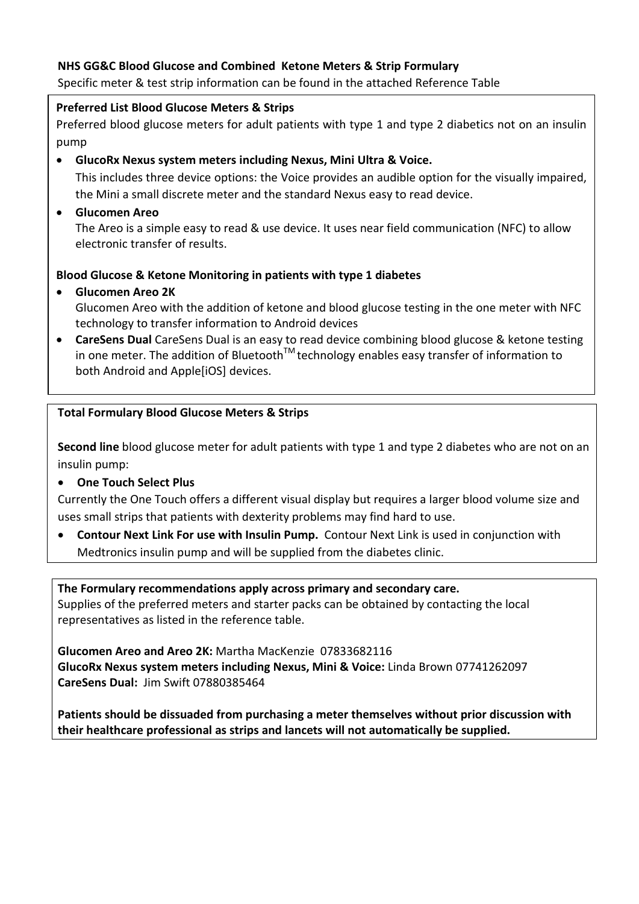**NHS GG&C Blood Glucose and Combined Ketone Meters & Strip Formulary**

Specific meter & test strip information can be found in the attached Reference Table

**Preferred List Blood Glucose Meters & Strips**

Preferred blood glucose meters for adult patients with type 1 and type 2 diabetics not on an insulin pump

- **GlucoRx Nexus system meters including Nexus, Mini Ultra & Voice.**
  This includes three device options: the Voice provides an audible option for the visually impaired, the Mini a small discrete meter and the standard Nexus easy to read device.
- **Glucomen Areo**
  The Areo is a simple easy to read & use device. It uses near field communication (NFC) to allow electronic transfer of results.

**Blood Glucose & Ketone Monitoring in patients with type 1 diabetes**

- **Glucomen Areo 2K**
  Glucomen Areo with the addition of ketone and blood glucose testing in the one meter with NFC technology to transfer information to Android devices
- **CareSens Dual** CareSens Dual is an easy to read device combining blood glucose & ketone testing in one meter. The addition of Bluetooth™ technology enables easy transfer of information to both Android and Apple[iOS] devices.

**Total Formulary Blood Glucose Meters & Strips**

**Second line** blood glucose meter for adult patients with type 1 and type 2 diabetes who are not on an insulin pump:

- **One Touch Select Plus**

Currently the One Touch offers a different visual display but requires a larger blood volume size and uses small strips that patients with dexterity problems may find hard to use.

- **Contour Next Link For use with Insulin Pump.** Contour Next Link is used in conjunction with Medtronics insulin pump and will be supplied from the diabetes clinic.

**The Formulary recommendations apply across primary and secondary care.**

Supplies of the preferred meters and starter packs can be obtained by contacting the local representatives as listed in the reference table.

**Glucomen Areo and Areo 2K:** Martha MacKenzie 07833682116
**GlucoRx Nexus system meters including Nexus, Mini & Voice:** Linda Brown 07741262097
**CareSens Dual:** Jim Swift 07880385464

**Patients should be dissuaded from purchasing a meter themselves without prior discussion with their healthcare professional as strips and lancets will not automatically be supplied.**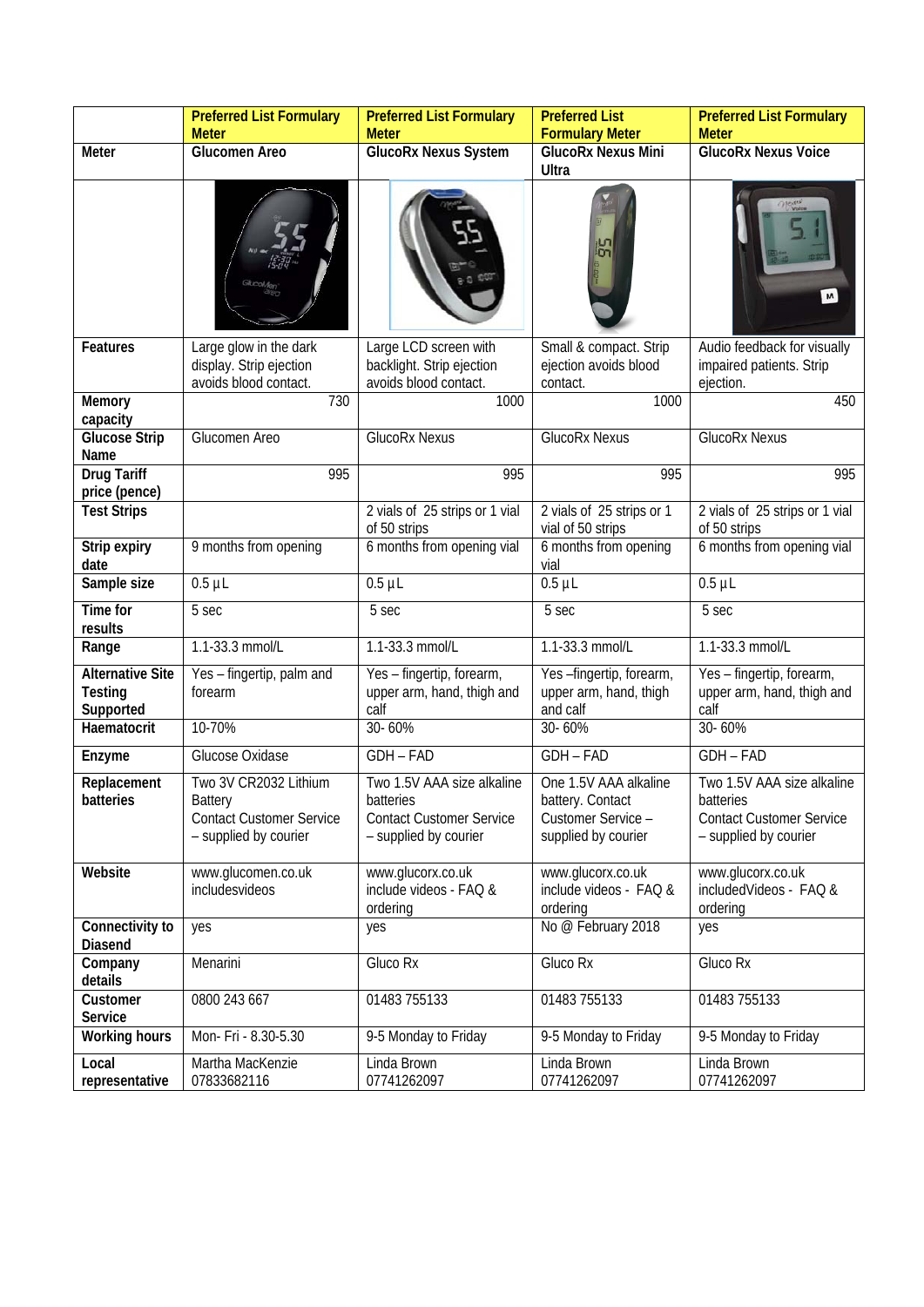| | Preferred List Formulary Meter | Preferred List Formulary Meter | Preferred List Formulary Meter | Preferred List Formulary Meter |
|---|---|---|---|---|
| **Meter** | **Glucomen Areo** | **GlucoRx Nexus System** | **GlucoRx Nexus Mini Ultra** | **GlucoRx Nexus Voice** |
| | | | | |
| **Features** | Large glow in the dark display. Strip ejection avoids blood contact. | Large LCD screen with backlight. Strip ejection avoids blood contact. | Small & compact. Strip ejection avoids blood contact. | Audio feedback for visually impaired patients. Strip ejection. |
| **Memory capacity** | 730 | 1000 | 1000 | 450 |
| **Glucose Strip Name** | Glucomen Areo | GlucoRx Nexus | GlucoRx Nexus | GlucoRx Nexus |
| **Drug Tariff price (pence)** | 995 | 995 | 995 | 995 |
| **Test Strips** | | 2 vials of 25 strips or 1 vial of 50 strips | 2 vials of 25 strips or 1 vial of 50 strips | 2 vials of 25 strips or 1 vial of 50 strips |
| **Strip expiry date** | 9 months from opening | 6 months from opening vial | 6 months from opening vial | 6 months from opening vial |
| **Sample size** | 0.5 µL | 0.5 µL | 0.5 µL | 0.5 µL |
| **Time for results** | 5 sec | 5 sec | 5 sec | 5 sec |
| **Range** | 1.1-33.3 mmol/L | 1.1-33.3 mmol/L | 1.1-33.3 mmol/L | 1.1-33.3 mmol/L |
| **Alternative Site Testing Supported** | Yes – fingertip, palm and forearm | Yes – fingertip, forearm, upper arm, hand, thigh and calf | Yes –fingertip, forearm, upper arm, hand, thigh and calf | Yes – fingertip, forearm, upper arm, hand, thigh and calf |
| **Haematocrit** | 10-70% | 30- 60% | 30- 60% | 30- 60% |
| **Enzyme** | Glucose Oxidase | GDH – FAD | GDH – FAD | GDH – FAD |
| **Replacement batteries** | Two 3V CR2032 Lithium Battery Contact Customer Service – supplied by courier | Two 1.5V AAA size alkaline batteries Contact Customer Service – supplied by courier | One 1.5V AAA alkaline battery. Contact Customer Service – supplied by courier | Two 1.5V AAA size alkaline batteries Contact Customer Service – supplied by courier |
| **Website** | www.glucomen.co.uk includesvideos | www.glucorx.co.uk include videos - FAQ & ordering | www.glucorx.co.uk include videos - FAQ & ordering | www.glucorx.co.uk includedVideos - FAQ & ordering |
| **Connectivity to Diasend** | yes | yes | No @ February 2018 | yes |
| **Company details** | Menarini | Gluco Rx | Gluco Rx | Gluco Rx |
| **Customer Service** | 0800 243 667 | 01483 755133 | 01483 755133 | 01483 755133 |
| **Working hours** | Mon- Fri - 8.30-5.30 | 9-5 Monday to Friday | 9-5 Monday to Friday | 9-5 Monday to Friday |
| **Local representative** | Martha MacKenzie 07833682116 | Linda Brown 07741262097 | Linda Brown 07741262097 | Linda Brown 07741262097 |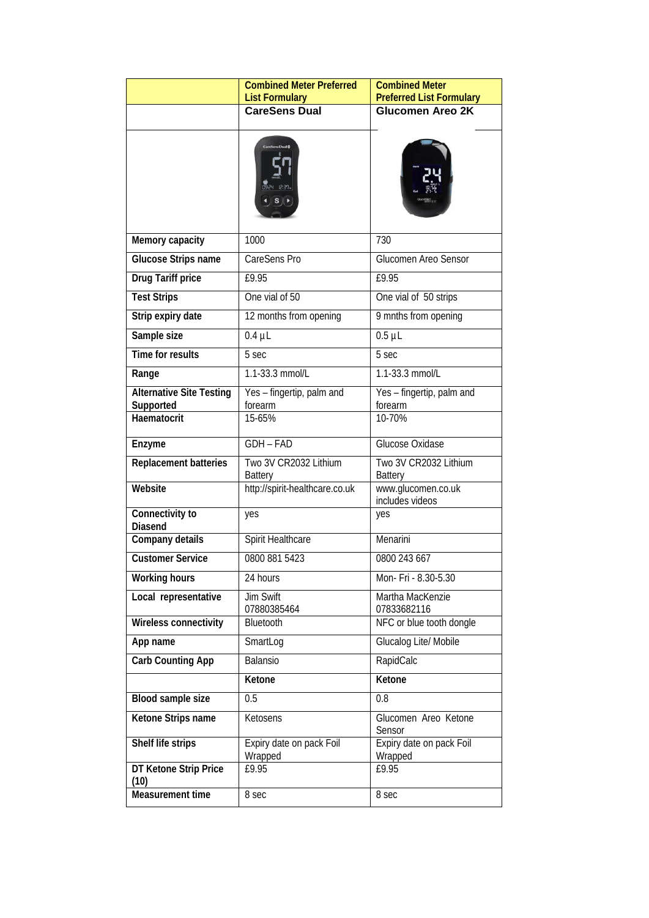| | Combined Meter Preferred List Formulary | Combined Meter Preferred List Formulary |
|---|---|---|
| | **CareSens Dual** | **Glucomen Areo 2K** |
| | | |
| **Memory capacity** | 1000 | 730 |
| **Glucose Strips name** | CareSens Pro | Glucomen Areo Sensor |
| **Drug Tariff price** | £9.95 | £9.95 |
| **Test Strips** | One vial of 50 | One vial of 50 strips |
| **Strip expiry date** | 12 months from opening | 9 mnths from opening |
| **Sample size** | 0.4 µL | 0.5 µL |
| **Time for results** | 5 sec | 5 sec |
| **Range** | 1.1-33.3 mmol/L | 1.1-33.3 mmol/L |
| **Alternative Site Testing Supported** | Yes – fingertip, palm and forearm | Yes – fingertip, palm and forearm |
| **Haematocrit** | 15-65% | 10-70% |
| **Enzyme** | GDH – FAD | Glucose Oxidase |
| **Replacement batteries** | Two 3V CR2032 Lithium Battery | Two 3V CR2032 Lithium Battery |
| **Website** | http://spirit-healthcare.co.uk | www.glucomen.co.uk includes videos |
| **Connectivity to Diasend** | yes | yes |
| **Company details** | Spirit Healthcare | Menarini |
| **Customer Service** | 0800 881 5423 | 0800 243 667 |
| **Working hours** | 24 hours | Mon- Fri - 8.30-5.30 |
| **Local representative** | Jim Swift 07880385464 | Martha MacKenzie 07833682116 |
| **Wireless connectivity** | Bluetooth | NFC or blue tooth dongle |
| **App name** | SmartLog | Glucalog Lite/ Mobile |
| **Carb Counting App** | Balansio | RapidCalc |
| | **Ketone** | **Ketone** |
| **Blood sample size** | 0.5 | 0.8 |
| **Ketone Strips name** | Ketosens | Glucomen Areo Ketone Sensor |
| **Shelf life strips** | Expiry date on pack Foil Wrapped | Expiry date on pack Foil Wrapped |
| **DT Ketone Strip Price (10)** | £9.95 | £9.95 |
| **Measurement time** | 8 sec | 8 sec |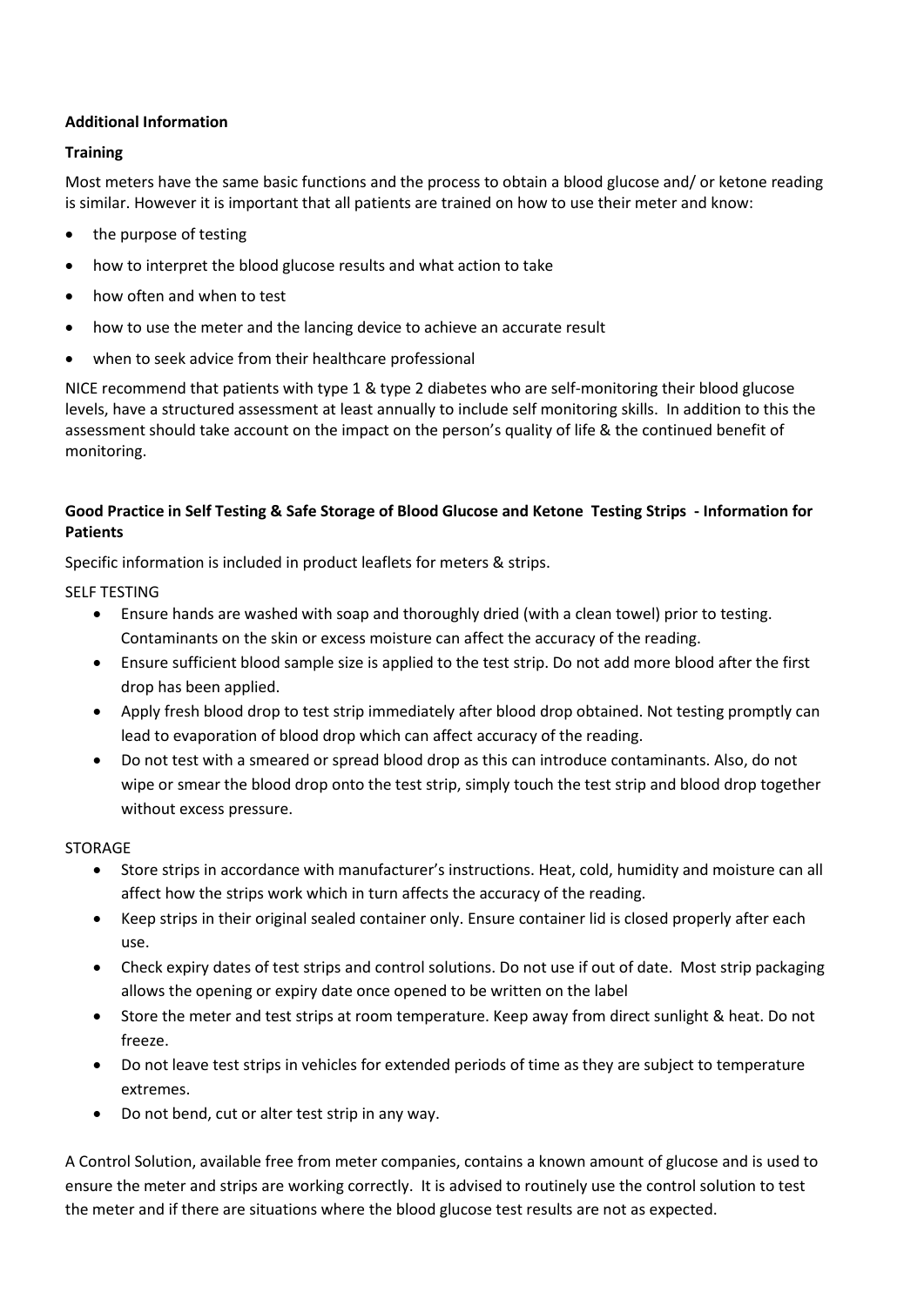**Additional Information**

**Training**

Most meters have the same basic functions and the process to obtain a blood glucose and/ or ketone reading is similar. However it is important that all patients are trained on how to use their meter and know:

- the purpose of testing
- how to interpret the blood glucose results and what action to take
- how often and when to test
- how to use the meter and the lancing device to achieve an accurate result
- when to seek advice from their healthcare professional

NICE recommend that patients with type 1 & type 2 diabetes who are self-monitoring their blood glucose levels, have a structured assessment at least annually to include self monitoring skills. In addition to this the assessment should take account on the impact on the person's quality of life & the continued benefit of monitoring.

**Good Practice in Self Testing & Safe Storage of Blood Glucose and Ketone Testing Strips - Information for Patients**

Specific information is included in product leaflets for meters & strips.

SELF TESTING

- Ensure hands are washed with soap and thoroughly dried (with a clean towel) prior to testing. Contaminants on the skin or excess moisture can affect the accuracy of the reading.
- Ensure sufficient blood sample size is applied to the test strip. Do not add more blood after the first drop has been applied.
- Apply fresh blood drop to test strip immediately after blood drop obtained. Not testing promptly can lead to evaporation of blood drop which can affect accuracy of the reading.
- Do not test with a smeared or spread blood drop as this can introduce contaminants. Also, do not wipe or smear the blood drop onto the test strip, simply touch the test strip and blood drop together without excess pressure.

STORAGE

- Store strips in accordance with manufacturer's instructions. Heat, cold, humidity and moisture can all affect how the strips work which in turn affects the accuracy of the reading.
- Keep strips in their original sealed container only. Ensure container lid is closed properly after each use.
- Check expiry dates of test strips and control solutions. Do not use if out of date. Most strip packaging allows the opening or expiry date once opened to be written on the label
- Store the meter and test strips at room temperature. Keep away from direct sunlight & heat. Do not freeze.
- Do not leave test strips in vehicles for extended periods of time as they are subject to temperature extremes.
- Do not bend, cut or alter test strip in any way.

A Control Solution, available free from meter companies, contains a known amount of glucose and is used to ensure the meter and strips are working correctly. It is advised to routinely use the control solution to test the meter and if there are situations where the blood glucose test results are not as expected.